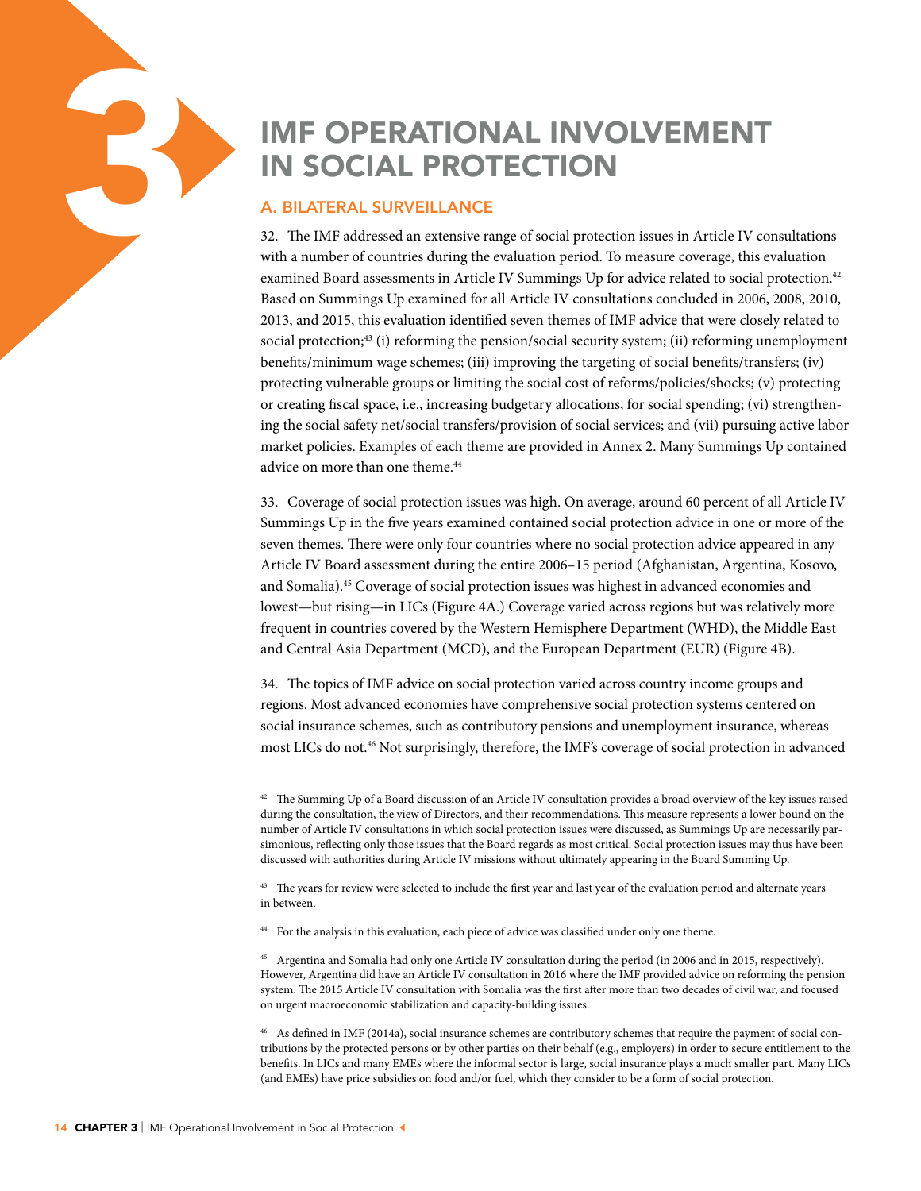# 3 IMF OPERATIONAL INVOLVEMENT IN SOCIAL PROTECTION

## A. BILATERAL SURVEILLANCE

32. The IMF addressed an extensive range of social protection issues in Article IV consultations with a number of countries during the evaluation period. To measure coverage, this evaluation examined Board assessments in Article IV Summings Up for advice related to social protection.[42] Based on Summings Up examined for all Article IV consultations concluded in 2006, 2008, 2010, 2013, and 2015, this evaluation identified seven themes of IMF advice that were closely related to social protection;[43] (i) reforming the pension/social security system; (ii) reforming unemployment benefits/minimum wage schemes; (iii) improving the targeting of social benefits/transfers; (iv) protecting vulnerable groups or limiting the social cost of reforms/policies/shocks; (v) protecting or creating fiscal space, i.e., increasing budgetary allocations, for social spending; (vi) strengthening the social safety net/social transfers/provision of social services; and (vii) pursuing active labor market policies. Examples of each theme are provided in Annex 2. Many Summings Up contained advice on more than one theme.[44]

33. Coverage of social protection issues was high. On average, around 60 percent of all Article IV Summings Up in the five years examined contained social protection advice in one or more of the seven themes. There were only four countries where no social protection advice appeared in any Article IV Board assessment during the entire 2006–15 period (Afghanistan, Argentina, Kosovo, and Somalia).[45] Coverage of social protection issues was highest in advanced economies and lowest—but rising—in LICs (Figure 4A.) Coverage varied across regions but was relatively more frequent in countries covered by the Western Hemisphere Department (WHD), the Middle East and Central Asia Department (MCD), and the European Department (EUR) (Figure 4B).

34. The topics of IMF advice on social protection varied across country income groups and regions. Most advanced economies have comprehensive social protection systems centered on social insurance schemes, such as contributory pensions and unemployment insurance, whereas most LICs do not.[46] Not surprisingly, therefore, the IMF's coverage of social protection in advanced

---

[42] The Summing Up of a Board discussion of an Article IV consultation provides a broad overview of the key issues raised during the consultation, the view of Directors, and their recommendations. This measure represents a lower bound on the number of Article IV consultations in which social protection issues were discussed, as Summings Up are necessarily parsimonious, reflecting only those issues that the Board regards as most critical. Social protection issues may thus have been discussed with authorities during Article IV missions without ultimately appearing in the Board Summing Up.

[43] The years for review were selected to include the first year and last year of the evaluation period and alternate years in between.

[44] For the analysis in this evaluation, each piece of advice was classified under only one theme.

[45] Argentina and Somalia had only one Article IV consultation during the period (in 2006 and in 2015, respectively). However, Argentina did have an Article IV consultation in 2016 where the IMF provided advice on reforming the pension system. The 2015 Article IV consultation with Somalia was the first after more than two decades of civil war, and focused on urgent macroeconomic stabilization and capacity-building issues.

[46] As defined in IMF (2014a), social insurance schemes are contributory schemes that require the payment of social contributions by the protected persons or by other parties on their behalf (e.g., employers) in order to secure entitlement to the benefits. In LICs and many EMEs where the informal sector is large, social insurance plays a much smaller part. Many LICs (and EMEs) have price subsidies on food and/or fuel, which they consider to be a form of social protection.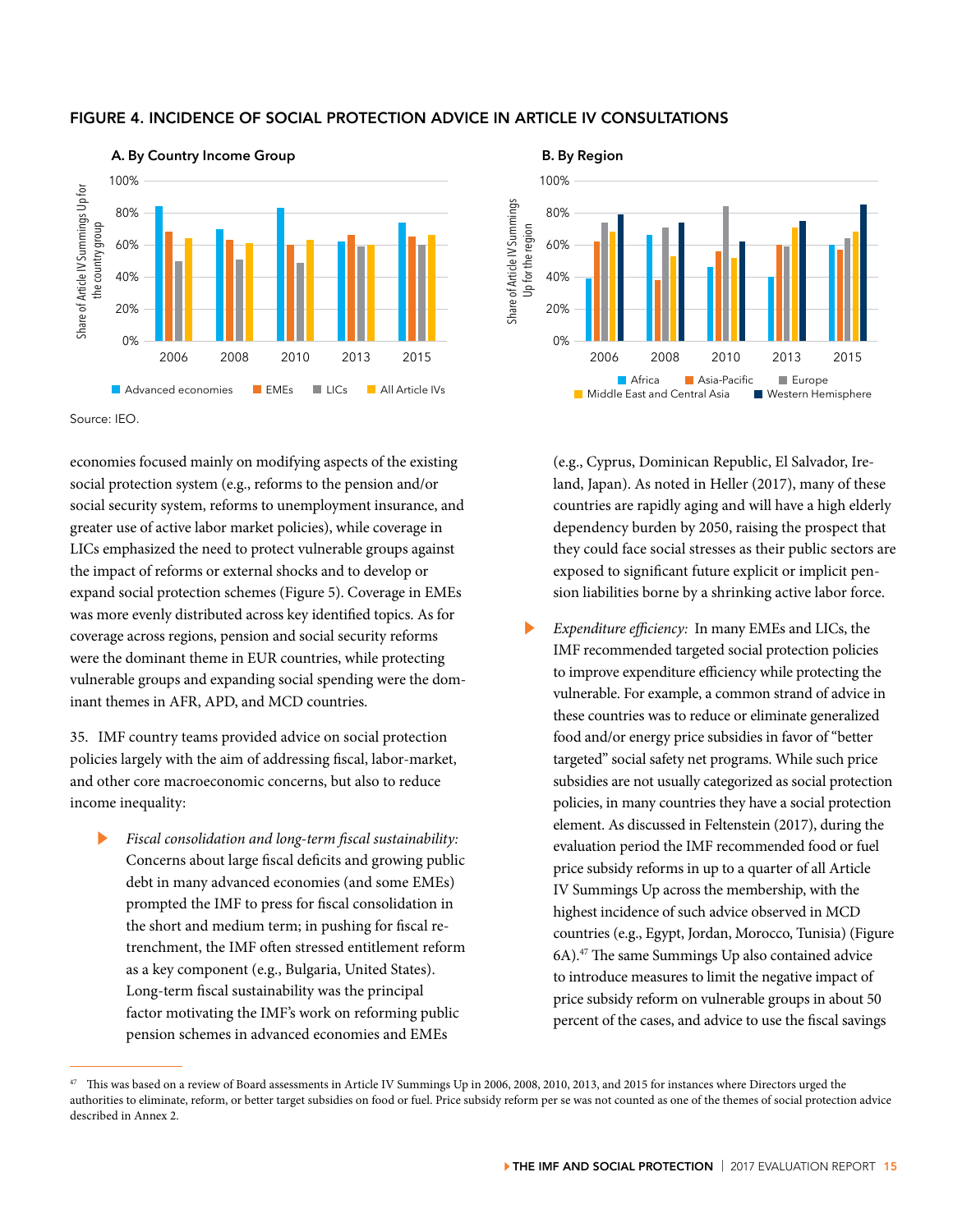## FIGURE 4. INCIDENCE OF SOCIAL PROTECTION ADVICE IN ARTICLE IV CONSULTATIONS

Source: IEO.

economies focused mainly on modifying aspects of the existing social protection system (e.g., reforms to the pension and/or social security system, reforms to unemployment insurance, and greater use of active labor market policies), while coverage in LICs emphasized the need to protect vulnerable groups against the impact of reforms or external shocks and to develop or expand social protection schemes (Figure 5). Coverage in EMEs was more evenly distributed across key identified topics. As for coverage across regions, pension and social security reforms were the dominant theme in EUR countries, while protecting vulnerable groups and expanding social spending were the dominant themes in AFR, APD, and MCD countries.

35. IMF country teams provided advice on social protection policies largely with the aim of addressing fiscal, labor-market, and other core macroeconomic concerns, but also to reduce income inequality:

- *Fiscal consolidation and long-term fiscal sustainability:* Concerns about large fiscal deficits and growing public debt in many advanced economies (and some EMEs) prompted the IMF to press for fiscal consolidation in the short and medium term; in pushing for fiscal retrenchment, the IMF often stressed entitlement reform as a key component (e.g., Bulgaria, United States). Long-term fiscal sustainability was the principal factor motivating the IMF's work on reforming public pension schemes in advanced economies and EMEs (e.g., Cyprus, Dominican Republic, El Salvador, Ireland, Japan). As noted in Heller (2017), many of these countries are rapidly aging and will have a high elderly dependency burden by 2050, raising the prospect that they could face social stresses as their public sectors are exposed to significant future explicit or implicit pension liabilities borne by a shrinking active labor force.

- *Expenditure efficiency:* In many EMEs and LICs, the IMF recommended targeted social protection policies to improve expenditure efficiency while protecting the vulnerable. For example, a common strand of advice in these countries was to reduce or eliminate generalized food and/or energy price subsidies in favor of "better targeted" social safety net programs. While such price subsidies are not usually categorized as social protection policies, in many countries they have a social protection element. As discussed in Feltenstein (2017), during the evaluation period the IMF recommended food or fuel price subsidy reforms in up to a quarter of all Article IV Summings Up across the membership, with the highest incidence of such advice observed in MCD countries (e.g., Egypt, Jordan, Morocco, Tunisia) (Figure 6A).[47] The same Summings Up also contained advice to introduce measures to limit the negative impact of price subsidy reform on vulnerable groups in about 50 percent of the cases, and advice to use the fiscal savings

---

[47] This was based on a review of Board assessments in Article IV Summings Up in 2006, 2008, 2010, 2013, and 2015 for instances where Directors urged the authorities to eliminate, reform, or better target subsidies on food or fuel. Price subsidy reform per se was not counted as one of the themes of social protection advice described in Annex 2.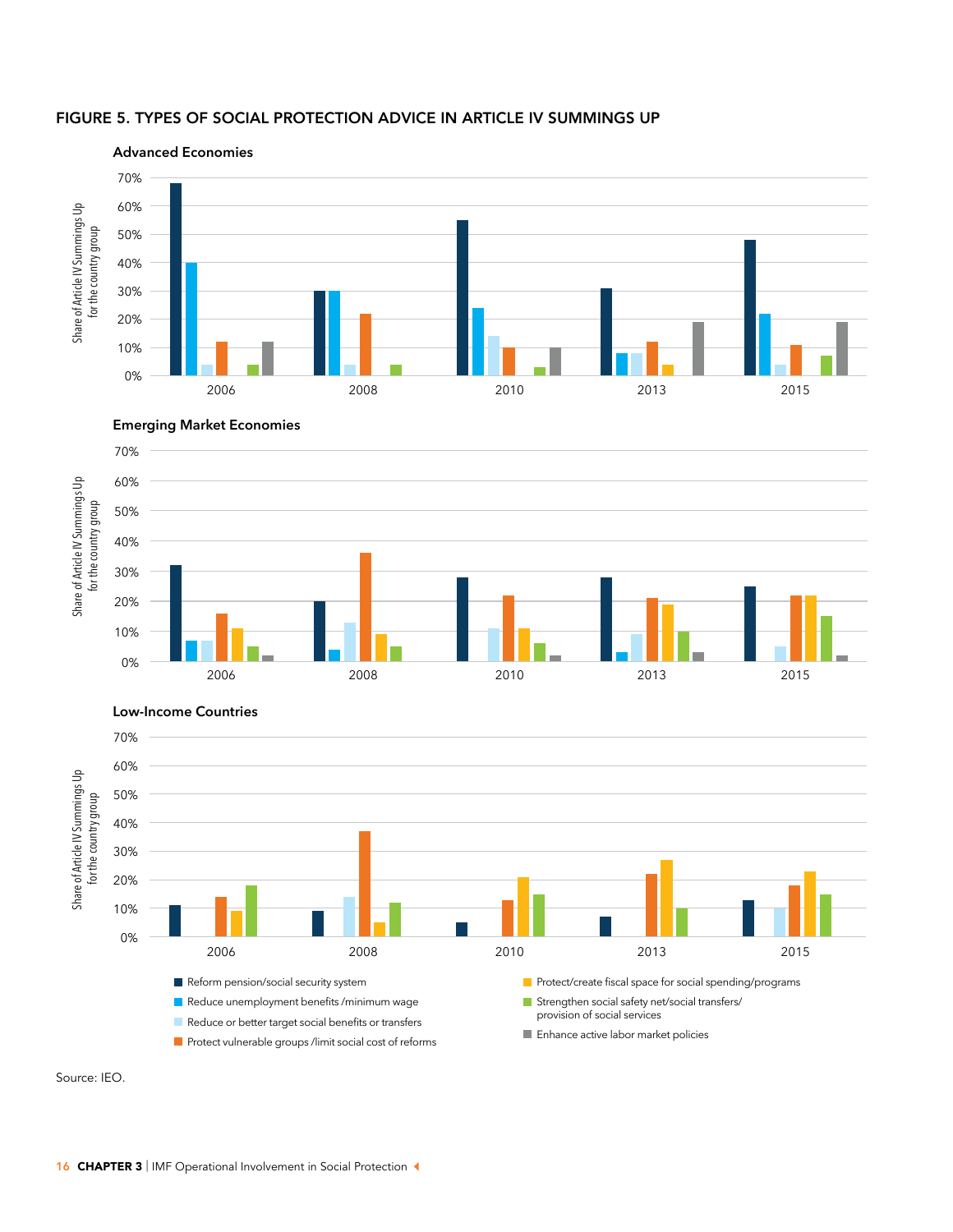## FIGURE 5. TYPES OF SOCIAL PROTECTION ADVICE IN ARTICLE IV SUMMINGS UP

**Advanced Economies**

**Emerging Market Economies**

**Low-Income Countries**

Share of Article IV Summings Up for the country group

- Reform pension/social security system
- Reduce unemployment benefits /minimum wage
- Reduce or better target social benefits or transfers
- Protect vulnerable groups /limit social cost of reforms
- Protect/create fiscal space for social spending/programs
- Strengthen social safety net/social transfers/ provision of social services
- Enhance active labor market policies

Source: IEO.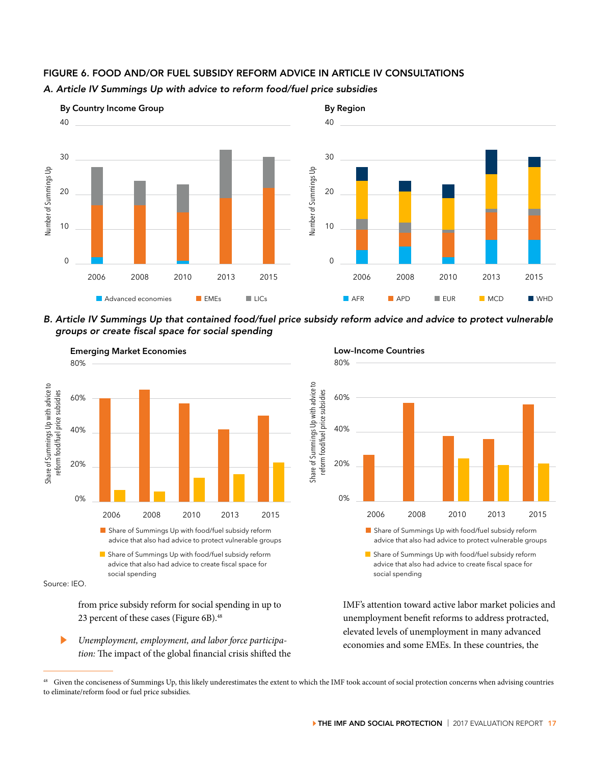**FIGURE 6. FOOD AND/OR FUEL SUBSIDY REFORM ADVICE IN ARTICLE IV CONSULTATIONS**

*A. Article IV Summings Up with advice to reform food/fuel price subsidies*

By Country Income Group

By Region

Legend (By Country Income Group): Advanced economies, EMEs, LICs

Legend (By Region): AFR, APD, EUR, MCD, WHD

*B. Article IV Summings Up that contained food/fuel price subsidy reform advice and advice to protect vulnerable groups or create fiscal space for social spending*

Emerging Market Economies

Low-Income Countries

Legend: Share of Summings Up with food/fuel subsidy reform advice that also had advice to protect vulnerable groups; Share of Summings Up with food/fuel subsidy reform advice that also had advice to create fiscal space for social spending

Source: IEO.

from price subsidy reform for social spending in up to 23 percent of these cases (Figure 6B).[48]

- *Unemployment, employment, and labor force participation:* The impact of the global financial crisis shifted the IMF's attention toward active labor market policies and unemployment benefit reforms to address protracted, elevated levels of unemployment in many advanced economies and some EMEs. In these countries, the

[48] Given the conciseness of Summings Up, this likely underestimates the extent to which the IMF took account of social protection concerns when advising countries to eliminate/reform food or fuel price subsidies.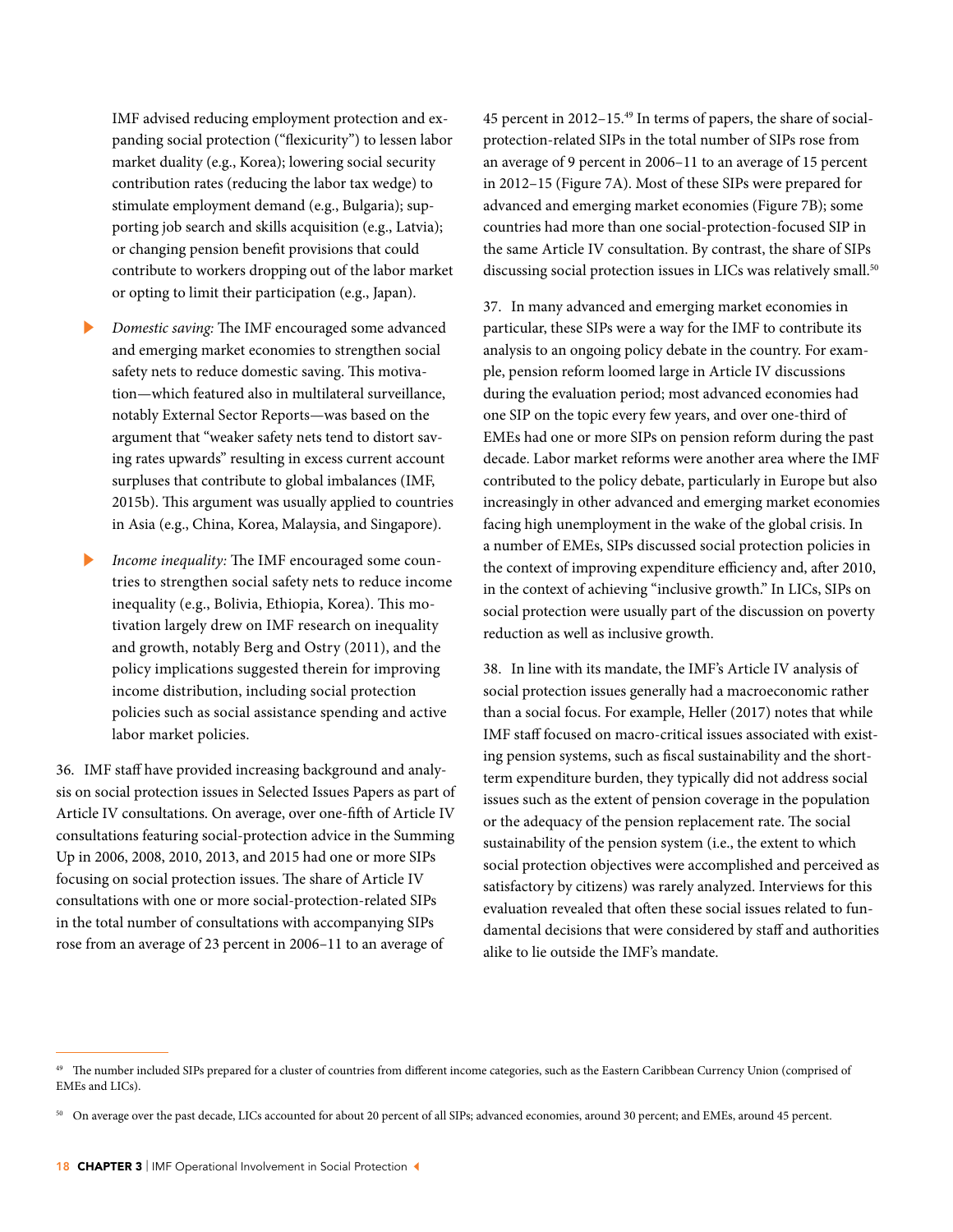IMF advised reducing employment protection and expanding social protection ("flexicurity") to lessen labor market duality (e.g., Korea); lowering social security contribution rates (reducing the labor tax wedge) to stimulate employment demand (e.g., Bulgaria); supporting job search and skills acquisition (e.g., Latvia); or changing pension benefit provisions that could contribute to workers dropping out of the labor market or opting to limit their participation (e.g., Japan).

- *Domestic saving:* The IMF encouraged some advanced and emerging market economies to strengthen social safety nets to reduce domestic saving. This motivation—which featured also in multilateral surveillance, notably External Sector Reports—was based on the argument that "weaker safety nets tend to distort saving rates upwards" resulting in excess current account surpluses that contribute to global imbalances (IMF, 2015b). This argument was usually applied to countries in Asia (e.g., China, Korea, Malaysia, and Singapore).

- *Income inequality:* The IMF encouraged some countries to strengthen social safety nets to reduce income inequality (e.g., Bolivia, Ethiopia, Korea). This motivation largely drew on IMF research on inequality and growth, notably Berg and Ostry (2011), and the policy implications suggested therein for improving income distribution, including social protection policies such as social assistance spending and active labor market policies.

36. IMF staff have provided increasing background and analysis on social protection issues in Selected Issues Papers as part of Article IV consultations. On average, over one-fifth of Article IV consultations featuring social-protection advice in the Summing Up in 2006, 2008, 2010, 2013, and 2015 had one or more SIPs focusing on social protection issues. The share of Article IV consultations with one or more social-protection-related SIPs in the total number of consultations with accompanying SIPs rose from an average of 23 percent in 2006–11 to an average of 45 percent in 2012–15.[49] In terms of papers, the share of social-protection-related SIPs in the total number of SIPs rose from an average of 9 percent in 2006–11 to an average of 15 percent in 2012–15 (Figure 7A). Most of these SIPs were prepared for advanced and emerging market economies (Figure 7B); some countries had more than one social-protection-focused SIP in the same Article IV consultation. By contrast, the share of SIPs discussing social protection issues in LICs was relatively small.[50]

37. In many advanced and emerging market economies in particular, these SIPs were a way for the IMF to contribute its analysis to an ongoing policy debate in the country. For example, pension reform loomed large in Article IV discussions during the evaluation period; most advanced economies had one SIP on the topic every few years, and over one-third of EMEs had one or more SIPs on pension reform during the past decade. Labor market reforms were another area where the IMF contributed to the policy debate, particularly in Europe but also increasingly in other advanced and emerging market economies facing high unemployment in the wake of the global crisis. In a number of EMEs, SIPs discussed social protection policies in the context of improving expenditure efficiency and, after 2010, in the context of achieving "inclusive growth." In LICs, SIPs on social protection were usually part of the discussion on poverty reduction as well as inclusive growth.

38. In line with its mandate, the IMF's Article IV analysis of social protection issues generally had a macroeconomic rather than a social focus. For example, Heller (2017) notes that while IMF staff focused on macro-critical issues associated with existing pension systems, such as fiscal sustainability and the short-term expenditure burden, they typically did not address social issues such as the extent of pension coverage in the population or the adequacy of the pension replacement rate. The social sustainability of the pension system (i.e., the extent to which social protection objectives were accomplished and perceived as satisfactory by citizens) was rarely analyzed. Interviews for this evaluation revealed that often these social issues related to fundamental decisions that were considered by staff and authorities alike to lie outside the IMF's mandate.

---

[49] The number included SIPs prepared for a cluster of countries from different income categories, such as the Eastern Caribbean Currency Union (comprised of EMEs and LICs).

[50] On average over the past decade, LICs accounted for about 20 percent of all SIPs; advanced economies, around 30 percent; and EMEs, around 45 percent.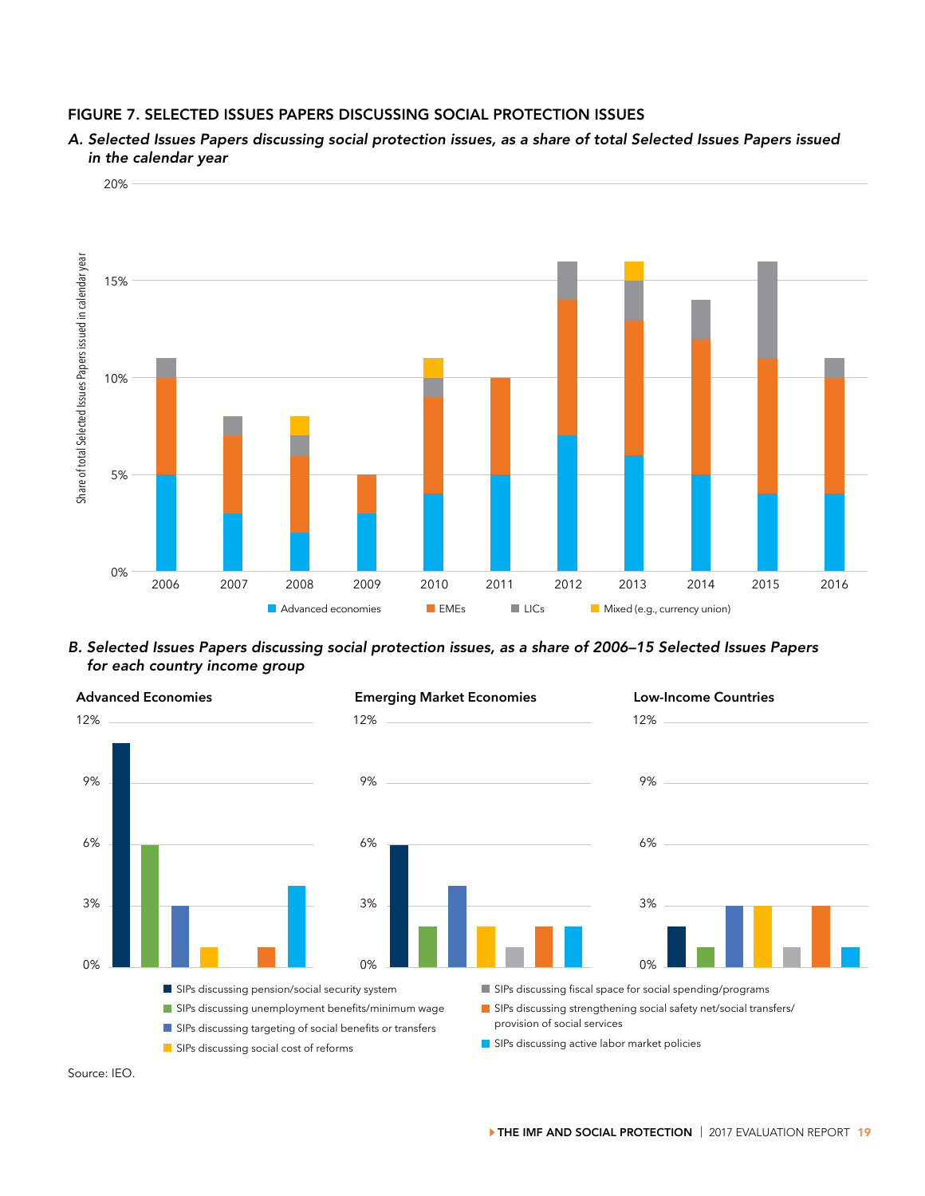## FIGURE 7. SELECTED ISSUES PAPERS DISCUSSING SOCIAL PROTECTION ISSUES

*A. Selected Issues Papers discussing social protection issues, as a share of total Selected Issues Papers issued in the calendar year*

| Year | Advanced economies | EMEs | LICs | Mixed (e.g., currency union) |
|---|---|---|---|---|
| 2006 | 5% | 5% | 1% | |
| 2007 | 3% | 4% | 1% | |
| 2008 | 2% | 4% | 1% | 1% |
| 2009 | 3% | 2% | | |
| 2010 | 4% | 5% | 1% | 1% |
| 2011 | 5% | 5% | | |
| 2012 | 7% | 7% | 2% | |
| 2013 | 6% | 7% | 2% | 1% |
| 2014 | 5% | 7% | 2% | |
| 2015 | 4% | 7% | 5% | |
| 2016 | 4% | 6% | 1% | |

*B. Selected Issues Papers discussing social protection issues, as a share of 2006–15 Selected Issues Papers for each country income group*

| SIPs discussing | Advanced Economies | Emerging Market Economies | Low-Income Countries |
|---|---|---|---|
| pension/social security system | 11% | 6% | 2% |
| unemployment benefits/minimum wage | 6% | 2% | 1% |
| targeting of social benefits or transfers | 3% | 4% | 3% |
| social cost of reforms | 1% | 2% | 3% |
| fiscal space for social spending/programs | 0% | 1% | 1% |
| strengthening social safety net/social transfers/provision of social services | 1% | 2% | 3% |
| active labor market policies | 4% | 2% | 1% |

Source: IEO.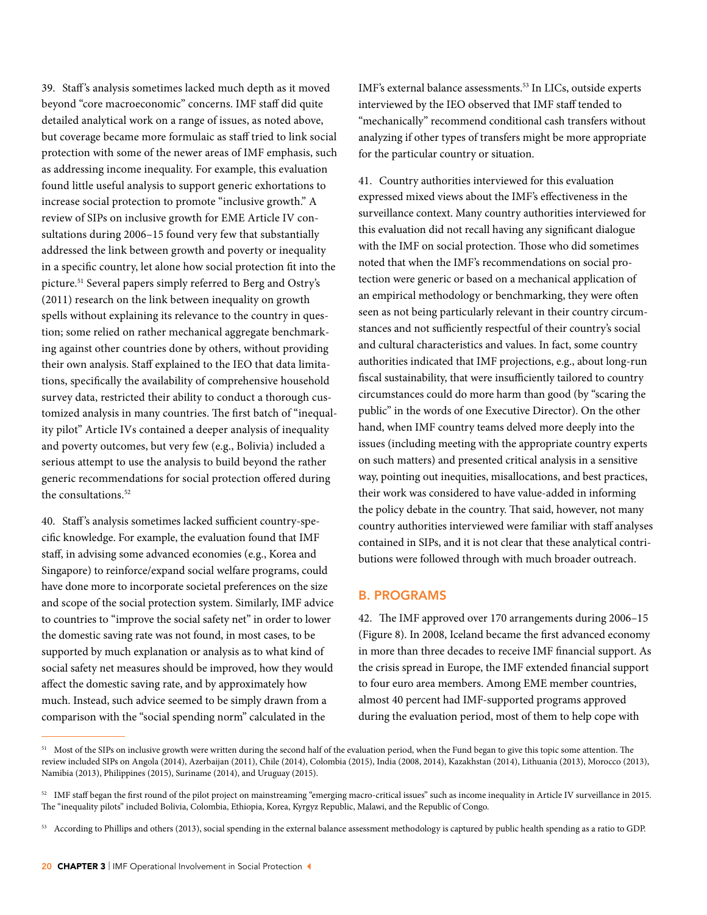39. Staff's analysis sometimes lacked much depth as it moved beyond "core macroeconomic" concerns. IMF staff did quite detailed analytical work on a range of issues, as noted above, but coverage became more formulaic as staff tried to link social protection with some of the newer areas of IMF emphasis, such as addressing income inequality. For example, this evaluation found little useful analysis to support generic exhortations to increase social protection to promote "inclusive growth." A review of SIPs on inclusive growth for EME Article IV consultations during 2006–15 found very few that substantially addressed the link between growth and poverty or inequality in a specific country, let alone how social protection fit into the picture.[51] Several papers simply referred to Berg and Ostry's (2011) research on the link between inequality on growth spells without explaining its relevance to the country in question; some relied on rather mechanical aggregate benchmarking against other countries done by others, without providing their own analysis. Staff explained to the IEO that data limitations, specifically the availability of comprehensive household survey data, restricted their ability to conduct a thorough customized analysis in many countries. The first batch of "inequality pilot" Article IVs contained a deeper analysis of inequality and poverty outcomes, but very few (e.g., Bolivia) included a serious attempt to use the analysis to build beyond the rather generic recommendations for social protection offered during the consultations.[52]

40. Staff's analysis sometimes lacked sufficient country-specific knowledge. For example, the evaluation found that IMF staff, in advising some advanced economies (e.g., Korea and Singapore) to reinforce/expand social welfare programs, could have done more to incorporate societal preferences on the size and scope of the social protection system. Similarly, IMF advice to countries to "improve the social safety net" in order to lower the domestic saving rate was not found, in most cases, to be supported by much explanation or analysis as to what kind of social safety net measures should be improved, how they would affect the domestic saving rate, and by approximately how much. Instead, such advice seemed to be simply drawn from a comparison with the "social spending norm" calculated in the IMF's external balance assessments.[53] In LICs, outside experts interviewed by the IEO observed that IMF staff tended to "mechanically" recommend conditional cash transfers without analyzing if other types of transfers might be more appropriate for the particular country or situation.

41. Country authorities interviewed for this evaluation expressed mixed views about the IMF's effectiveness in the surveillance context. Many country authorities interviewed for this evaluation did not recall having any significant dialogue with the IMF on social protection. Those who did sometimes noted that when the IMF's recommendations on social protection were generic or based on a mechanical application of an empirical methodology or benchmarking, they were often seen as not being particularly relevant in their country circumstances and not sufficiently respectful of their country's social and cultural characteristics and values. In fact, some country authorities indicated that IMF projections, e.g., about long-run fiscal sustainability, that were insufficiently tailored to country circumstances could do more harm than good (by "scaring the public" in the words of one Executive Director). On the other hand, when IMF country teams delved more deeply into the issues (including meeting with the appropriate country experts on such matters) and presented critical analysis in a sensitive way, pointing out inequities, misallocations, and best practices, their work was considered to have value-added in informing the policy debate in the country. That said, however, not many country authorities interviewed were familiar with staff analyses contained in SIPs, and it is not clear that these analytical contributions were followed through with much broader outreach.

## B. PROGRAMS

42. The IMF approved over 170 arrangements during 2006–15 (Figure 8). In 2008, Iceland became the first advanced economy in more than three decades to receive IMF financial support. As the crisis spread in Europe, the IMF extended financial support to four euro area members. Among EME member countries, almost 40 percent had IMF-supported programs approved during the evaluation period, most of them to help cope with

---

[51] Most of the SIPs on inclusive growth were written during the second half of the evaluation period, when the Fund began to give this topic some attention. The review included SIPs on Angola (2014), Azerbaijan (2011), Chile (2014), Colombia (2015), India (2008, 2014), Kazakhstan (2014), Lithuania (2013), Morocco (2013), Namibia (2013), Philippines (2015), Suriname (2014), and Uruguay (2015).

[52] IMF staff began the first round of the pilot project on mainstreaming "emerging macro-critical issues" such as income inequality in Article IV surveillance in 2015. The "inequality pilots" included Bolivia, Colombia, Ethiopia, Korea, Kyrgyz Republic, Malawi, and the Republic of Congo.

[53] According to Phillips and others (2013), social spending in the external balance assessment methodology is captured by public health spending as a ratio to GDP.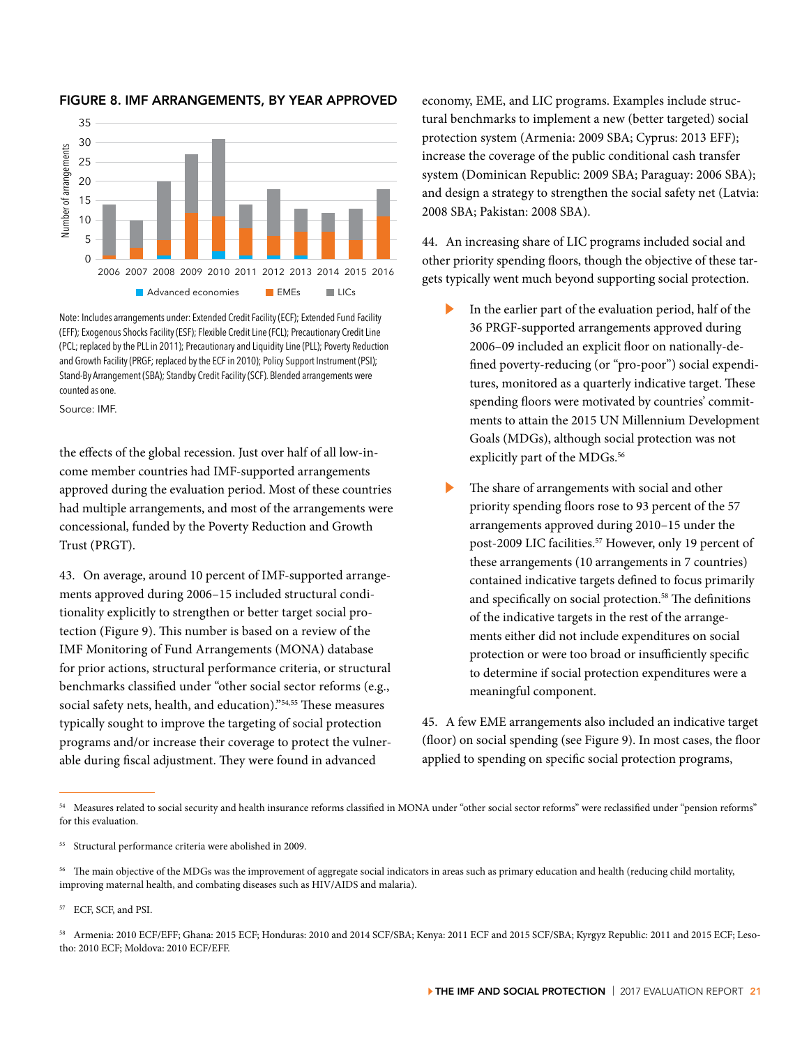FIGURE 8. IMF ARRANGEMENTS, BY YEAR APPROVED

Note: Includes arrangements under: Extended Credit Facility (ECF); Extended Fund Facility (EFF); Exogenous Shocks Facility (ESF); Flexible Credit Line (FCL); Precautionary Credit Line (PCL; replaced by the PLL in 2011); Precautionary and Liquidity Line (PLL); Poverty Reduction and Growth Facility (PRGF; replaced by the ECF in 2010); Policy Support Instrument (PSI); Stand-By Arrangement (SBA); Standby Credit Facility (SCF). Blended arrangements were counted as one.

Source: IMF.

the effects of the global recession. Just over half of all low-income member countries had IMF-supported arrangements approved during the evaluation period. Most of these countries had multiple arrangements, and most of the arrangements were concessional, funded by the Poverty Reduction and Growth Trust (PRGT).

43. On average, around 10 percent of IMF-supported arrangements approved during 2006–15 included structural conditionality explicitly to strengthen or better target social protection (Figure 9). This number is based on a review of the IMF Monitoring of Fund Arrangements (MONA) database for prior actions, structural performance criteria, or structural benchmarks classified under "other social sector reforms (e.g., social safety nets, health, and education)."[54,55] These measures typically sought to improve the targeting of social protection programs and/or increase their coverage to protect the vulnerable during fiscal adjustment. They were found in advanced economy, EME, and LIC programs. Examples include structural benchmarks to implement a new (better targeted) social protection system (Armenia: 2009 SBA; Cyprus: 2013 EFF); increase the coverage of the public conditional cash transfer system (Dominican Republic: 2009 SBA; Paraguay: 2006 SBA); and design a strategy to strengthen the social safety net (Latvia: 2008 SBA; Pakistan: 2008 SBA).

44. An increasing share of LIC programs included social and other priority spending floors, though the objective of these targets typically went much beyond supporting social protection.

- In the earlier part of the evaluation period, half of the 36 PRGF-supported arrangements approved during 2006–09 included an explicit floor on nationally-defined poverty-reducing (or "pro-poor") social expenditures, monitored as a quarterly indicative target. These spending floors were motivated by countries' commitments to attain the 2015 UN Millennium Development Goals (MDGs), although social protection was not explicitly part of the MDGs.[56]
- The share of arrangements with social and other priority spending floors rose to 93 percent of the 57 arrangements approved during 2010–15 under the post-2009 LIC facilities.[57] However, only 19 percent of these arrangements (10 arrangements in 7 countries) contained indicative targets defined to focus primarily and specifically on social protection.[58] The definitions of the indicative targets in the rest of the arrangements either did not include expenditures on social protection or were too broad or insufficiently specific to determine if social protection expenditures were a meaningful component.

45. A few EME arrangements also included an indicative target (floor) on social spending (see Figure 9). In most cases, the floor applied to spending on specific social protection programs,

---

[54] Measures related to social security and health insurance reforms classified in MONA under "other social sector reforms" were reclassified under "pension reforms" for this evaluation.

[55] Structural performance criteria were abolished in 2009.

[56] The main objective of the MDGs was the improvement of aggregate social indicators in areas such as primary education and health (reducing child mortality, improving maternal health, and combating diseases such as HIV/AIDS and malaria).

[57] ECF, SCF, and PSI.

[58] Armenia: 2010 ECF/EFF; Ghana: 2015 ECF; Honduras: 2010 and 2014 SCF/SBA; Kenya: 2011 ECF and 2015 SCF/SBA; Kyrgyz Republic: 2011 and 2015 ECF; Lesotho: 2010 ECF; Moldova: 2010 ECF/EFF.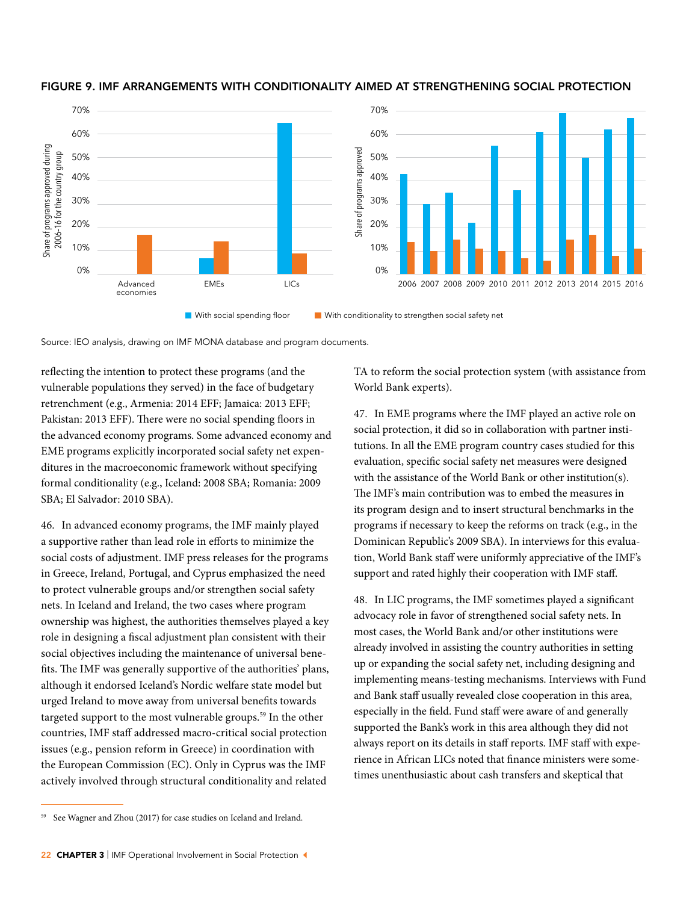FIGURE 9. IMF ARRANGEMENTS WITH CONDITIONALITY AIMED AT STRENGTHENING SOCIAL PROTECTION

Source: IEO analysis, drawing on IMF MONA database and program documents.

reflecting the intention to protect these programs (and the vulnerable populations they served) in the face of budgetary retrenchment (e.g., Armenia: 2014 EFF; Jamaica: 2013 EFF; Pakistan: 2013 EFF). There were no social spending floors in the advanced economy programs. Some advanced economy and EME programs explicitly incorporated social safety net expenditures in the macroeconomic framework without specifying formal conditionality (e.g., Iceland: 2008 SBA; Romania: 2009 SBA; El Salvador: 2010 SBA).

46. In advanced economy programs, the IMF mainly played a supportive rather than lead role in efforts to minimize the social costs of adjustment. IMF press releases for the programs in Greece, Ireland, Portugal, and Cyprus emphasized the need to protect vulnerable groups and/or strengthen social safety nets. In Iceland and Ireland, the two cases where program ownership was highest, the authorities themselves played a key role in designing a fiscal adjustment plan consistent with their social objectives including the maintenance of universal benefits. The IMF was generally supportive of the authorities' plans, although it endorsed Iceland's Nordic welfare state model but urged Ireland to move away from universal benefits towards targeted support to the most vulnerable groups.[59] In the other countries, IMF staff addressed macro-critical social protection issues (e.g., pension reform in Greece) in coordination with the European Commission (EC). Only in Cyprus was the IMF actively involved through structural conditionality and related TA to reform the social protection system (with assistance from World Bank experts).

47. In EME programs where the IMF played an active role on social protection, it did so in collaboration with partner institutions. In all the EME program country cases studied for this evaluation, specific social safety net measures were designed with the assistance of the World Bank or other institution(s). The IMF's main contribution was to embed the measures in its program design and to insert structural benchmarks in the programs if necessary to keep the reforms on track (e.g., in the Dominican Republic's 2009 SBA). In interviews for this evaluation, World Bank staff were uniformly appreciative of the IMF's support and rated highly their cooperation with IMF staff.

48. In LIC programs, the IMF sometimes played a significant advocacy role in favor of strengthened social safety nets. In most cases, the World Bank and/or other institutions were already involved in assisting the country authorities in setting up or expanding the social safety net, including designing and implementing means-testing mechanisms. Interviews with Fund and Bank staff usually revealed close cooperation in this area, especially in the field. Fund staff were aware of and generally supported the Bank's work in this area although they did not always report on its details in staff reports. IMF staff with experience in African LICs noted that finance ministers were sometimes unenthusiastic about cash transfers and skeptical that

[59] See Wagner and Zhou (2017) for case studies on Iceland and Ireland.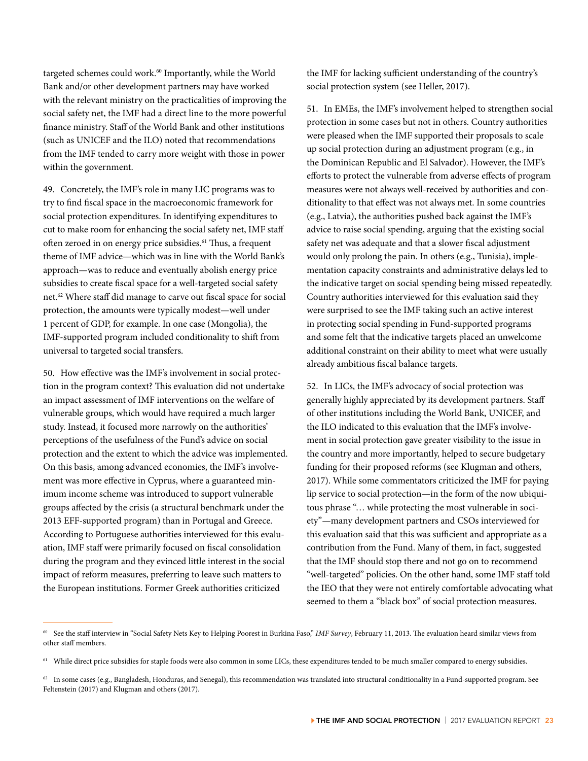targeted schemes could work.[60] Importantly, while the World Bank and/or other development partners may have worked with the relevant ministry on the practicalities of improving the social safety net, the IMF had a direct line to the more powerful finance ministry. Staff of the World Bank and other institutions (such as UNICEF and the ILO) noted that recommendations from the IMF tended to carry more weight with those in power within the government.

49. Concretely, the IMF's role in many LIC programs was to try to find fiscal space in the macroeconomic framework for social protection expenditures. In identifying expenditures to cut to make room for enhancing the social safety net, IMF staff often zeroed in on energy price subsidies.[61] Thus, a frequent theme of IMF advice—which was in line with the World Bank's approach—was to reduce and eventually abolish energy price subsidies to create fiscal space for a well-targeted social safety net.[62] Where staff did manage to carve out fiscal space for social protection, the amounts were typically modest—well under 1 percent of GDP, for example. In one case (Mongolia), the IMF-supported program included conditionality to shift from universal to targeted social transfers.

50. How effective was the IMF's involvement in social protection in the program context? This evaluation did not undertake an impact assessment of IMF interventions on the welfare of vulnerable groups, which would have required a much larger study. Instead, it focused more narrowly on the authorities' perceptions of the usefulness of the Fund's advice on social protection and the extent to which the advice was implemented. On this basis, among advanced economies, the IMF's involvement was more effective in Cyprus, where a guaranteed minimum income scheme was introduced to support vulnerable groups affected by the crisis (a structural benchmark under the 2013 EFF-supported program) than in Portugal and Greece. According to Portuguese authorities interviewed for this evaluation, IMF staff were primarily focused on fiscal consolidation during the program and they evinced little interest in the social impact of reform measures, preferring to leave such matters to the European institutions. Former Greek authorities criticized the IMF for lacking sufficient understanding of the country's social protection system (see Heller, 2017).

51. In EMEs, the IMF's involvement helped to strengthen social protection in some cases but not in others. Country authorities were pleased when the IMF supported their proposals to scale up social protection during an adjustment program (e.g., in the Dominican Republic and El Salvador). However, the IMF's efforts to protect the vulnerable from adverse effects of program measures were not always well-received by authorities and conditionality to that effect was not always met. In some countries (e.g., Latvia), the authorities pushed back against the IMF's advice to raise social spending, arguing that the existing social safety net was adequate and that a slower fiscal adjustment would only prolong the pain. In others (e.g., Tunisia), implementation capacity constraints and administrative delays led to the indicative target on social spending being missed repeatedly. Country authorities interviewed for this evaluation said they were surprised to see the IMF taking such an active interest in protecting social spending in Fund-supported programs and some felt that the indicative targets placed an unwelcome additional constraint on their ability to meet what were usually already ambitious fiscal balance targets.

52. In LICs, the IMF's advocacy of social protection was generally highly appreciated by its development partners. Staff of other institutions including the World Bank, UNICEF, and the ILO indicated to this evaluation that the IMF's involvement in social protection gave greater visibility to the issue in the country and more importantly, helped to secure budgetary funding for their proposed reforms (see Klugman and others, 2017). While some commentators criticized the IMF for paying lip service to social protection—in the form of the now ubiquitous phrase "… while protecting the most vulnerable in society"—many development partners and CSOs interviewed for this evaluation said that this was sufficient and appropriate as a contribution from the Fund. Many of them, in fact, suggested that the IMF should stop there and not go on to recommend "well-targeted" policies. On the other hand, some IMF staff told the IEO that they were not entirely comfortable advocating what seemed to them a "black box" of social protection measures.

---

[60] See the staff interview in "Social Safety Nets Key to Helping Poorest in Burkina Faso," *IMF Survey*, February 11, 2013. The evaluation heard similar views from other staff members.

[61] While direct price subsidies for staple foods were also common in some LICs, these expenditures tended to be much smaller compared to energy subsidies.

[62] In some cases (e.g., Bangladesh, Honduras, and Senegal), this recommendation was translated into structural conditionality in a Fund-supported program. See Feltenstein (2017) and Klugman and others (2017).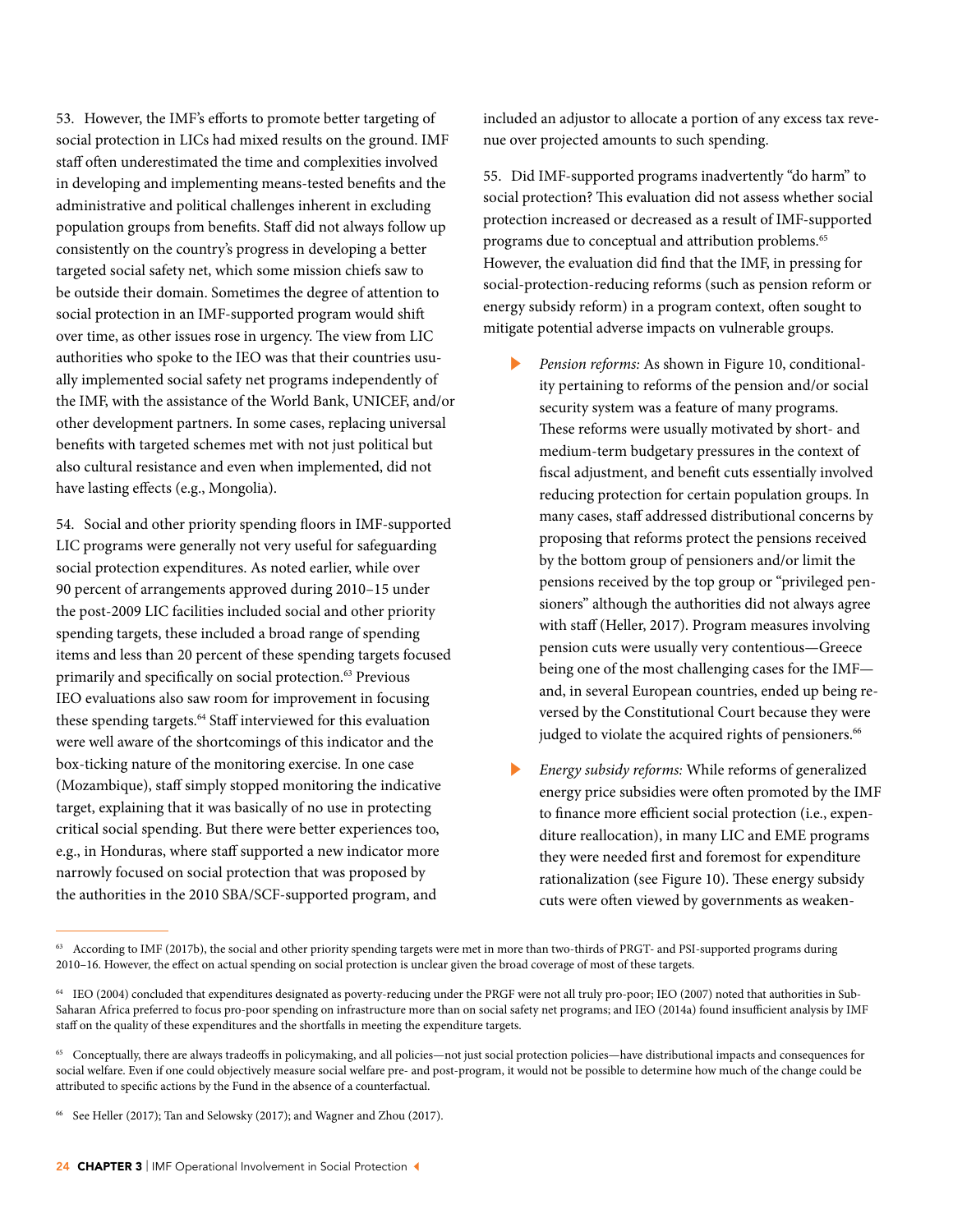53. However, the IMF's efforts to promote better targeting of social protection in LICs had mixed results on the ground. IMF staff often underestimated the time and complexities involved in developing and implementing means-tested benefits and the administrative and political challenges inherent in excluding population groups from benefits. Staff did not always follow up consistently on the country's progress in developing a better targeted social safety net, which some mission chiefs saw to be outside their domain. Sometimes the degree of attention to social protection in an IMF-supported program would shift over time, as other issues rose in urgency. The view from LIC authorities who spoke to the IEO was that their countries usually implemented social safety net programs independently of the IMF, with the assistance of the World Bank, UNICEF, and/or other development partners. In some cases, replacing universal benefits with targeted schemes met with not just political but also cultural resistance and even when implemented, did not have lasting effects (e.g., Mongolia).

54. Social and other priority spending floors in IMF-supported LIC programs were generally not very useful for safeguarding social protection expenditures. As noted earlier, while over 90 percent of arrangements approved during 2010–15 under the post-2009 LIC facilities included social and other priority spending targets, these included a broad range of spending items and less than 20 percent of these spending targets focused primarily and specifically on social protection.[63] Previous IEO evaluations also saw room for improvement in focusing these spending targets.[64] Staff interviewed for this evaluation were well aware of the shortcomings of this indicator and the box-ticking nature of the monitoring exercise. In one case (Mozambique), staff simply stopped monitoring the indicative target, explaining that it was basically of no use in protecting critical social spending. But there were better experiences too, e.g., in Honduras, where staff supported a new indicator more narrowly focused on social protection that was proposed by the authorities in the 2010 SBA/SCF-supported program, and included an adjustor to allocate a portion of any excess tax revenue over projected amounts to such spending.

55. Did IMF-supported programs inadvertently "do harm" to social protection? This evaluation did not assess whether social protection increased or decreased as a result of IMF-supported programs due to conceptual and attribution problems.[65] However, the evaluation did find that the IMF, in pressing for social-protection-reducing reforms (such as pension reform or energy subsidy reform) in a program context, often sought to mitigate potential adverse impacts on vulnerable groups.

- *Pension reforms:* As shown in Figure 10, conditionality pertaining to reforms of the pension and/or social security system was a feature of many programs. These reforms were usually motivated by short- and medium-term budgetary pressures in the context of fiscal adjustment, and benefit cuts essentially involved reducing protection for certain population groups. In many cases, staff addressed distributional concerns by proposing that reforms protect the pensions received by the bottom group of pensioners and/or limit the pensions received by the top group or "privileged pensioners" although the authorities did not always agree with staff (Heller, 2017). Program measures involving pension cuts were usually very contentious—Greece being one of the most challenging cases for the IMF—and, in several European countries, ended up being reversed by the Constitutional Court because they were judged to violate the acquired rights of pensioners.[66]

- *Energy subsidy reforms:* While reforms of generalized energy price subsidies were often promoted by the IMF to finance more efficient social protection (i.e., expenditure reallocation), in many LIC and EME programs they were needed first and foremost for expenditure rationalization (see Figure 10). These energy subsidy cuts were often viewed by governments as weaken-

[63] According to IMF (2017b), the social and other priority spending targets were met in more than two-thirds of PRGT- and PSI-supported programs during 2010–16. However, the effect on actual spending on social protection is unclear given the broad coverage of most of these targets.

[64] IEO (2004) concluded that expenditures designated as poverty-reducing under the PRGF were not all truly pro-poor; IEO (2007) noted that authorities in Sub-Saharan Africa preferred to focus pro-poor spending on infrastructure more than on social safety net programs; and IEO (2014a) found insufficient analysis by IMF staff on the quality of these expenditures and the shortfalls in meeting the expenditure targets.

[65] Conceptually, there are always tradeoffs in policymaking, and all policies—not just social protection policies—have distributional impacts and consequences for social welfare. Even if one could objectively measure social welfare pre- and post-program, it would not be possible to determine how much of the change could be attributed to specific actions by the Fund in the absence of a counterfactual.

[66] See Heller (2017); Tan and Selowsky (2017); and Wagner and Zhou (2017).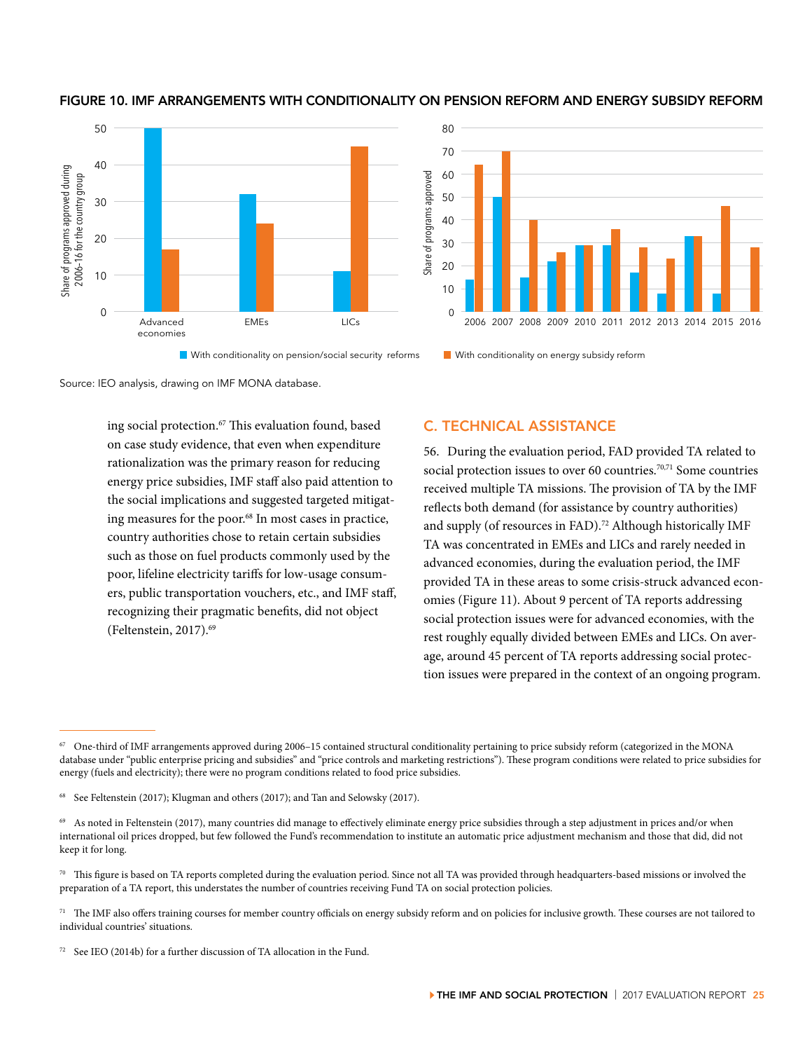FIGURE 10. IMF ARRANGEMENTS WITH CONDITIONALITY ON PENSION REFORM AND ENERGY SUBSIDY REFORM

Source: IEO analysis, drawing on IMF MONA database.

ing social protection.[67] This evaluation found, based on case study evidence, that even when expenditure rationalization was the primary reason for reducing energy price subsidies, IMF staff also paid attention to the social implications and suggested targeted mitigating measures for the poor.[68] In most cases in practice, country authorities chose to retain certain subsidies such as those on fuel products commonly used by the poor, lifeline electricity tariffs for low-usage consumers, public transportation vouchers, etc., and IMF staff, recognizing their pragmatic benefits, did not object (Feltenstein, 2017).[69]

## C. TECHNICAL ASSISTANCE

56. During the evaluation period, FAD provided TA related to social protection issues to over 60 countries.[70,71] Some countries received multiple TA missions. The provision of TA by the IMF reflects both demand (for assistance by country authorities) and supply (of resources in FAD).[72] Although historically IMF TA was concentrated in EMEs and LICs and rarely needed in advanced economies, during the evaluation period, the IMF provided TA in these areas to some crisis-struck advanced economies (Figure 11). About 9 percent of TA reports addressing social protection issues were for advanced economies, with the rest roughly equally divided between EMEs and LICs. On average, around 45 percent of TA reports addressing social protection issues were prepared in the context of an ongoing program.

---

[67] One-third of IMF arrangements approved during 2006–15 contained structural conditionality pertaining to price subsidy reform (categorized in the MONA database under "public enterprise pricing and subsidies" and "price controls and marketing restrictions"). These program conditions were related to price subsidies for energy (fuels and electricity); there were no program conditions related to food price subsidies.

[68] See Feltenstein (2017); Klugman and others (2017); and Tan and Selowsky (2017).

[69] As noted in Feltenstein (2017), many countries did manage to effectively eliminate energy price subsidies through a step adjustment in prices and/or when international oil prices dropped, but few followed the Fund's recommendation to institute an automatic price adjustment mechanism and those that did, did not keep it for long.

[70] This figure is based on TA reports completed during the evaluation period. Since not all TA was provided through headquarters-based missions or involved the preparation of a TA report, this understates the number of countries receiving Fund TA on social protection policies.

[71] The IMF also offers training courses for member country officials on energy subsidy reform and on policies for inclusive growth. These courses are not tailored to individual countries' situations.

[72] See IEO (2014b) for a further discussion of TA allocation in the Fund.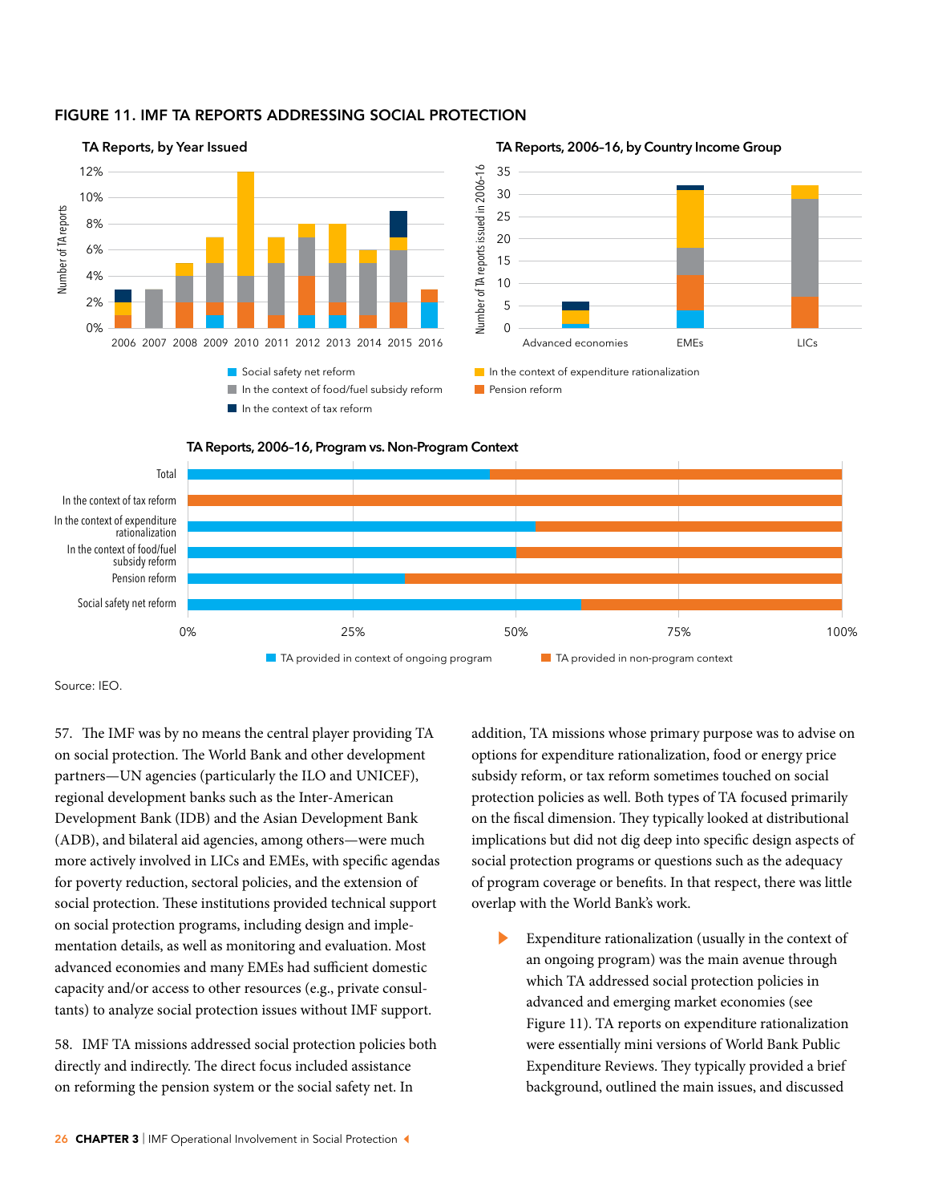**FIGURE 11. IMF TA REPORTS ADDRESSING SOCIAL PROTECTION**

Source: IEO.

57. The IMF was by no means the central player providing TA on social protection. The World Bank and other development partners—UN agencies (particularly the ILO and UNICEF), regional development banks such as the Inter-American Development Bank (IDB) and the Asian Development Bank (ADB), and bilateral aid agencies, among others—were much more actively involved in LICs and EMEs, with specific agendas for poverty reduction, sectoral policies, and the extension of social protection. These institutions provided technical support on social protection programs, including design and implementation details, as well as monitoring and evaluation. Most advanced economies and many EMEs had sufficient domestic capacity and/or access to other resources (e.g., private consultants) to analyze social protection issues without IMF support.

58. IMF TA missions addressed social protection policies both directly and indirectly. The direct focus included assistance on reforming the pension system or the social safety net. In addition, TA missions whose primary purpose was to advise on options for expenditure rationalization, food or energy price subsidy reform, or tax reform sometimes touched on social protection policies as well. Both types of TA focused primarily on the fiscal dimension. They typically looked at distributional implications but did not dig deep into specific design aspects of social protection programs or questions such as the adequacy of program coverage or benefits. In that respect, there was little overlap with the World Bank's work.

- Expenditure rationalization (usually in the context of an ongoing program) was the main avenue through which TA addressed social protection policies in advanced and emerging market economies (see Figure 11). TA reports on expenditure rationalization were essentially mini versions of World Bank Public Expenditure Reviews. They typically provided a brief background, outlined the main issues, and discussed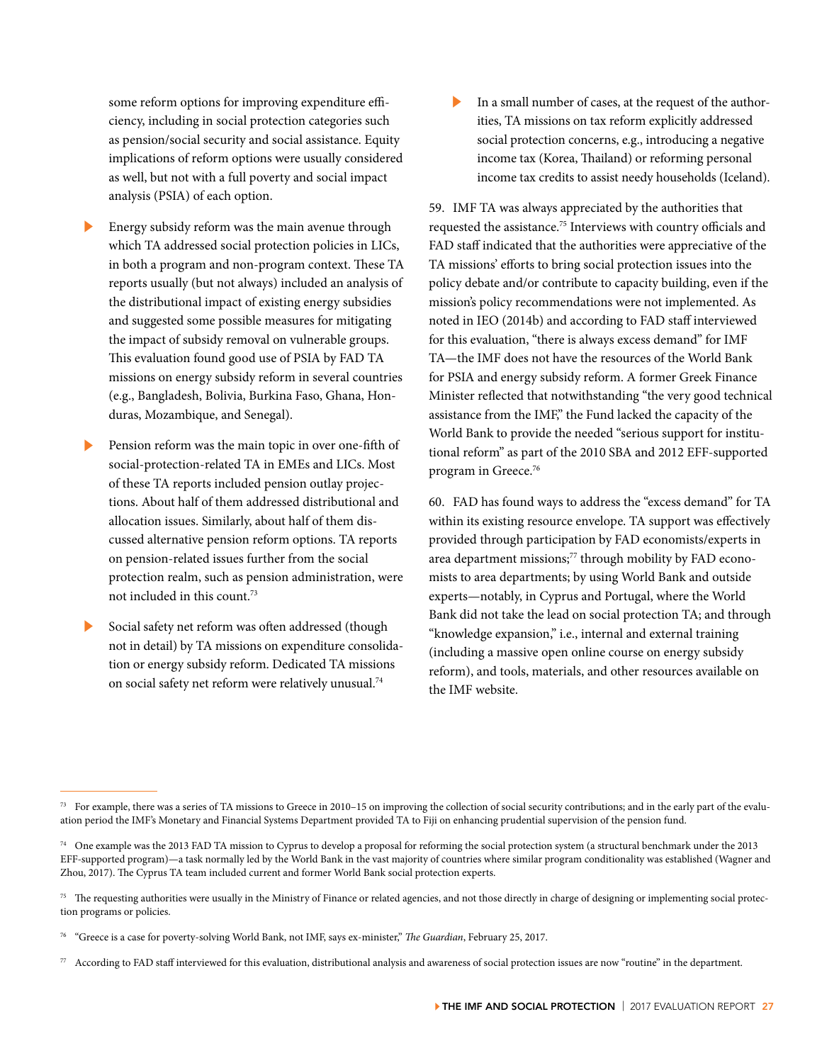some reform options for improving expenditure efficiency, including in social protection categories such as pension/social security and social assistance. Equity implications of reform options were usually considered as well, but not with a full poverty and social impact analysis (PSIA) of each option.

- Energy subsidy reform was the main avenue through which TA addressed social protection policies in LICs, in both a program and non-program context. These TA reports usually (but not always) included an analysis of the distributional impact of existing energy subsidies and suggested some possible measures for mitigating the impact of subsidy removal on vulnerable groups. This evaluation found good use of PSIA by FAD TA missions on energy subsidy reform in several countries (e.g., Bangladesh, Bolivia, Burkina Faso, Ghana, Honduras, Mozambique, and Senegal).

- Pension reform was the main topic in over one-fifth of social-protection-related TA in EMEs and LICs. Most of these TA reports included pension outlay projections. About half of them addressed distributional and allocation issues. Similarly, about half of them discussed alternative pension reform options. TA reports on pension-related issues further from the social protection realm, such as pension administration, were not included in this count.[73]

- Social safety net reform was often addressed (though not in detail) by TA missions on expenditure consolidation or energy subsidy reform. Dedicated TA missions on social safety net reform were relatively unusual.[74]

- In a small number of cases, at the request of the authorities, TA missions on tax reform explicitly addressed social protection concerns, e.g., introducing a negative income tax (Korea, Thailand) or reforming personal income tax credits to assist needy households (Iceland).

59. IMF TA was always appreciated by the authorities that requested the assistance.[75] Interviews with country officials and FAD staff indicated that the authorities were appreciative of the TA missions' efforts to bring social protection issues into the policy debate and/or contribute to capacity building, even if the mission's policy recommendations were not implemented. As noted in IEO (2014b) and according to FAD staff interviewed for this evaluation, "there is always excess demand" for IMF TA—the IMF does not have the resources of the World Bank for PSIA and energy subsidy reform. A former Greek Finance Minister reflected that notwithstanding "the very good technical assistance from the IMF," the Fund lacked the capacity of the World Bank to provide the needed "serious support for institutional reform" as part of the 2010 SBA and 2012 EFF-supported program in Greece.[76]

60. FAD has found ways to address the "excess demand" for TA within its existing resource envelope. TA support was effectively provided through participation by FAD economists/experts in area department missions;[77] through mobility by FAD economists to area departments; by using World Bank and outside experts—notably, in Cyprus and Portugal, where the World Bank did not take the lead on social protection TA; and through "knowledge expansion," i.e., internal and external training (including a massive open online course on energy subsidy reform), and tools, materials, and other resources available on the IMF website.

---

[73] For example, there was a series of TA missions to Greece in 2010–15 on improving the collection of social security contributions; and in the early part of the evaluation period the IMF's Monetary and Financial Systems Department provided TA to Fiji on enhancing prudential supervision of the pension fund.

[74] One example was the 2013 FAD TA mission to Cyprus to develop a proposal for reforming the social protection system (a structural benchmark under the 2013 EFF-supported program)—a task normally led by the World Bank in the vast majority of countries where similar program conditionality was established (Wagner and Zhou, 2017). The Cyprus TA team included current and former World Bank social protection experts.

[75] The requesting authorities were usually in the Ministry of Finance or related agencies, and not those directly in charge of designing or implementing social protection programs or policies.

[76] "Greece is a case for poverty-solving World Bank, not IMF, says ex-minister," *The Guardian*, February 25, 2017.

[77] According to FAD staff interviewed for this evaluation, distributional analysis and awareness of social protection issues are now "routine" in the department.